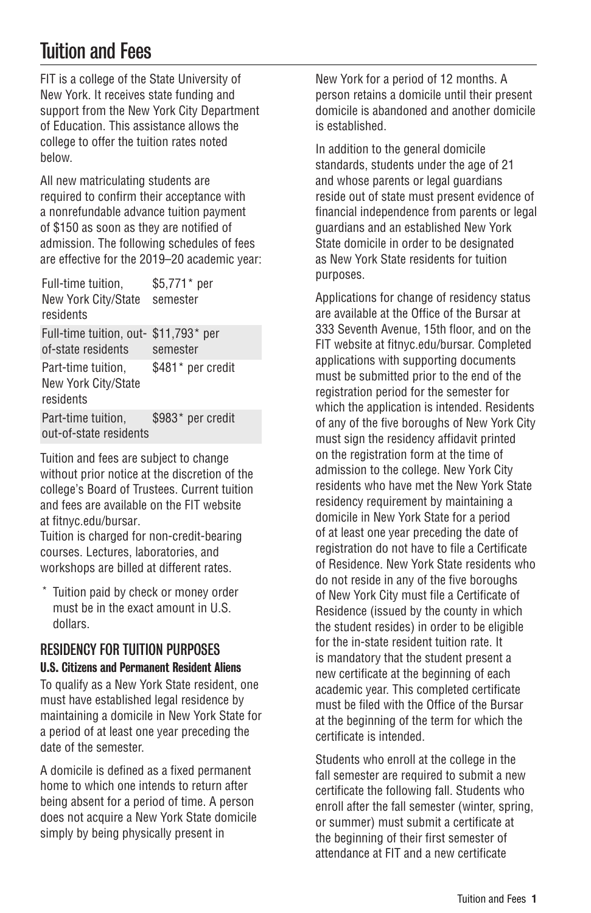# Tuition and Fees

FIT is a college of the State University of New York. It receives state funding and support from the New York City Department of Education. This assistance allows the college to offer the tuition rates noted below.

All new matriculating students are required to confirm their acceptance with a nonrefundable advance tuition payment of $150 as soon as they are notified of admission. The following schedules of fees are effective for the 2019–20 academic year:

| | |
|---|---|
| Full-time tuition, New York City/State residents | $5,771* per semester |
| Full-time tuition, out-of-state residents | $11,793* per semester |
| Part-time tuition, New York City/State residents | $481* per credit |
| Part-time tuition, out-of-state residents | $983* per credit |

Tuition and fees are subject to change without prior notice at the discretion of the college's Board of Trustees. Current tuition and fees are available on the FIT website at fitnyc.edu/bursar.
Tuition is charged for non-credit-bearing courses. Lectures, laboratories, and workshops are billed at different rates.

\* Tuition paid by check or money order must be in the exact amount in U.S. dollars.

## RESIDENCY FOR TUITION PURPOSES

### U.S. Citizens and Permanent Resident Aliens

To qualify as a New York State resident, one must have established legal residence by maintaining a domicile in New York State for a period of at least one year preceding the date of the semester.

A domicile is defined as a fixed permanent home to which one intends to return after being absent for a period of time. A person does not acquire a New York State domicile simply by being physically present in New York for a period of 12 months. A person retains a domicile until their present domicile is abandoned and another domicile is established.

In addition to the general domicile standards, students under the age of 21 and whose parents or legal guardians reside out of state must present evidence of financial independence from parents or legal guardians and an established New York State domicile in order to be designated as New York State residents for tuition purposes.

Applications for change of residency status are available at the Office of the Bursar at 333 Seventh Avenue, 15th floor, and on the FIT website at fitnyc.edu/bursar. Completed applications with supporting documents must be submitted prior to the end of the registration period for the semester for which the application is intended. Residents of any of the five boroughs of New York City must sign the residency affidavit printed on the registration form at the time of admission to the college. New York City residents who have met the New York State residency requirement by maintaining a domicile in New York State for a period of at least one year preceding the date of registration do not have to file a Certificate of Residence. New York State residents who do not reside in any of the five boroughs of New York City must file a Certificate of Residence (issued by the county in which the student resides) in order to be eligible for the in-state resident tuition rate. It is mandatory that the student present a new certificate at the beginning of each academic year. This completed certificate must be filed with the Office of the Bursar at the beginning of the term for which the certificate is intended.

Students who enroll at the college in the fall semester are required to submit a new certificate the following fall. Students who enroll after the fall semester (winter, spring, or summer) must submit a certificate at the beginning of their first semester of attendance at FIT and a new certificate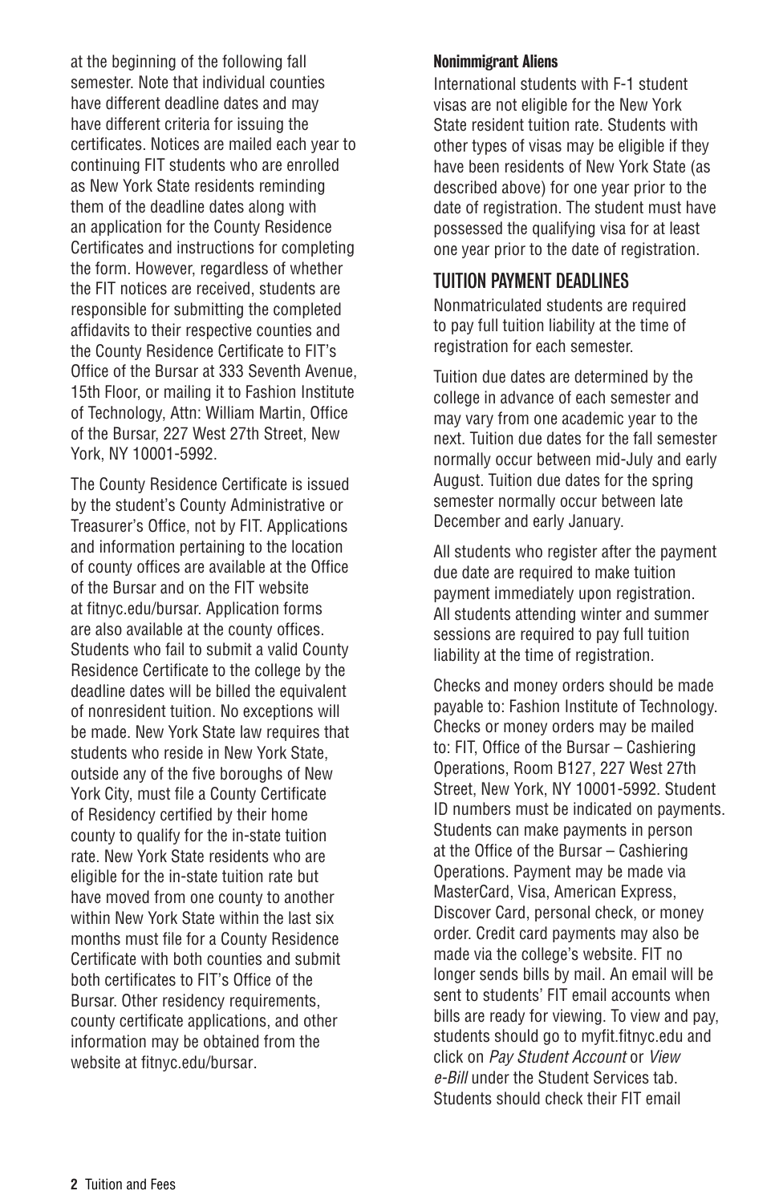at the beginning of the following fall semester. Note that individual counties have different deadline dates and may have different criteria for issuing the certificates. Notices are mailed each year to continuing FIT students who are enrolled as New York State residents reminding them of the deadline dates along with an application for the County Residence Certificates and instructions for completing the form. However, regardless of whether the FIT notices are received, students are responsible for submitting the completed affidavits to their respective counties and the County Residence Certificate to FIT's Office of the Bursar at 333 Seventh Avenue, 15th Floor, or mailing it to Fashion Institute of Technology, Attn: William Martin, Office of the Bursar, 227 West 27th Street, New York, NY 10001-5992.

The County Residence Certificate is issued by the student's County Administrative or Treasurer's Office, not by FIT. Applications and information pertaining to the location of county offices are available at the Office of the Bursar and on the FIT website at fitnyc.edu/bursar. Application forms are also available at the county offices. Students who fail to submit a valid County Residence Certificate to the college by the deadline dates will be billed the equivalent of nonresident tuition. No exceptions will be made. New York State law requires that students who reside in New York State, outside any of the five boroughs of New York City, must file a County Certificate of Residency certified by their home county to qualify for the in-state tuition rate. New York State residents who are eligible for the in-state tuition rate but have moved from one county to another within New York State within the last six months must file for a County Residence Certificate with both counties and submit both certificates to FIT's Office of the Bursar. Other residency requirements, county certificate applications, and other information may be obtained from the website at fitnyc.edu/bursar.

#### Nonimmigrant Aliens

International students with F-1 student visas are not eligible for the New York State resident tuition rate. Students with other types of visas may be eligible if they have been residents of New York State (as described above) for one year prior to the date of registration. The student must have possessed the qualifying visa for at least one year prior to the date of registration.

## TUITION PAYMENT DEADLINES

Nonmatriculated students are required to pay full tuition liability at the time of registration for each semester.

Tuition due dates are determined by the college in advance of each semester and may vary from one academic year to the next. Tuition due dates for the fall semester normally occur between mid-July and early August. Tuition due dates for the spring semester normally occur between late December and early January.

All students who register after the payment due date are required to make tuition payment immediately upon registration. All students attending winter and summer sessions are required to pay full tuition liability at the time of registration.

Checks and money orders should be made payable to: Fashion Institute of Technology. Checks or money orders may be mailed to: FIT, Office of the Bursar – Cashiering Operations, Room B127, 227 West 27th Street, New York, NY 10001-5992. Student ID numbers must be indicated on payments. Students can make payments in person at the Office of the Bursar – Cashiering Operations. Payment may be made via MasterCard, Visa, American Express, Discover Card, personal check, or money order. Credit card payments may also be made via the college's website. FIT no longer sends bills by mail. An email will be sent to students' FIT email accounts when bills are ready for viewing. To view and pay, students should go to myfit.fitnyc.edu and click on *Pay Student Account* or *View e-Bill* under the Student Services tab. Students should check their FIT email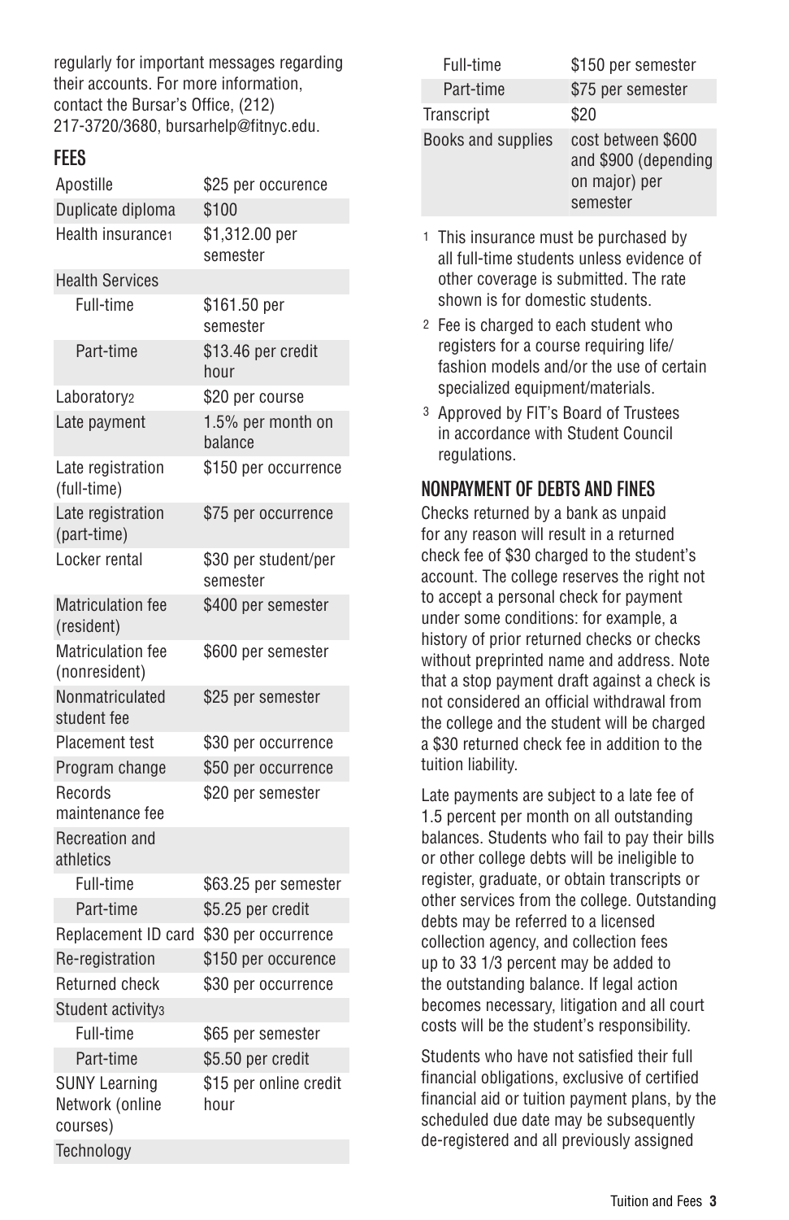regularly for important messages regarding their accounts. For more information, contact the Bursar's Office, (212) 217-3720/3680, bursarhelp@fitnyc.edu.

## FEES

| | |
|---|---|
| Apostille | $25 per occurence |
| Duplicate diploma | $100 |
| Health insurance[1] | $1,312.00 per semester |
| Health Services | |
| Full-time | $161.50 per semester |
| Part-time | $13.46 per credit hour |
| Laboratory[2] | $20 per course |
| Late payment | 1.5% per month on balance |
| Late registration (full-time) | $150 per occurrence |
| Late registration (part-time) | $75 per occurrence |
| Locker rental | $30 per student/per semester |
| Matriculation fee (resident) | $400 per semester |
| Matriculation fee (nonresident) | $600 per semester |
| Nonmatriculated student fee | $25 per semester |
| Placement test | $30 per occurrence |
| Program change | $50 per occurrence |
| Records maintenance fee | $20 per semester |
| Recreation and athletics | |
| Full-time | $63.25 per semester |
| Part-time | $5.25 per credit |
| Replacement ID card | $30 per occurrence |
| Re-registration | $150 per occurence |
| Returned check | $30 per occurrence |
| Student activity[3] | |
| Full-time | $65 per semester |
| Part-time | $5.50 per credit |
| SUNY Learning Network (online courses) | $15 per online credit hour |
| Technology | |
| Full-time | $150 per semester |
| Part-time | $75 per semester |
| Transcript | $20 |
| Books and supplies | cost between $600 and $900 (depending on major) per semester |

1 This insurance must be purchased by all full-time students unless evidence of other coverage is submitted. The rate shown is for domestic students.

2 Fee is charged to each student who registers for a course requiring life/fashion models and/or the use of certain specialized equipment/materials.

3 Approved by FIT's Board of Trustees in accordance with Student Council regulations.

## NONPAYMENT OF DEBTS AND FINES

Checks returned by a bank as unpaid for any reason will result in a returned check fee of $30 charged to the student's account. The college reserves the right not to accept a personal check for payment under some conditions: for example, a history of prior returned checks or checks without preprinted name and address. Note that a stop payment draft against a check is not considered an official withdrawal from the college and the student will be charged a $30 returned check fee in addition to the tuition liability.

Late payments are subject to a late fee of 1.5 percent per month on all outstanding balances. Students who fail to pay their bills or other college debts will be ineligible to register, graduate, or obtain transcripts or other services from the college. Outstanding debts may be referred to a licensed collection agency, and collection fees up to 33 1/3 percent may be added to the outstanding balance. If legal action becomes necessary, litigation and all court costs will be the student's responsibility.

Students who have not satisfied their full financial obligations, exclusive of certified financial aid or tuition payment plans, by the scheduled due date may be subsequently de-registered and all previously assigned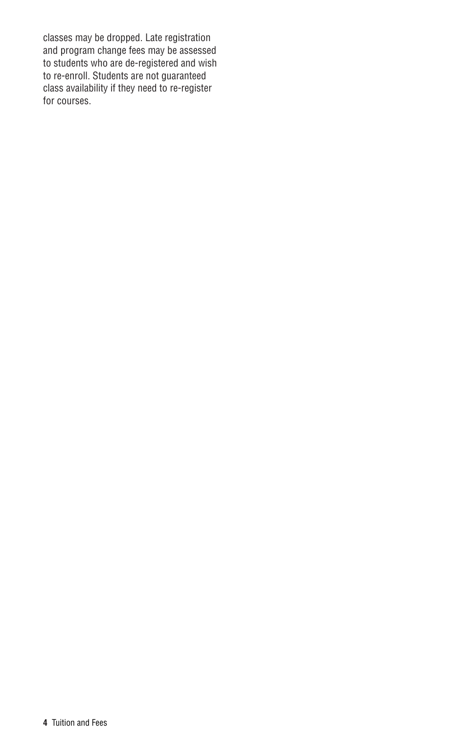classes may be dropped. Late registration and program change fees may be assessed to students who are de-registered and wish to re-enroll. Students are not guaranteed class availability if they need to re-register for courses.